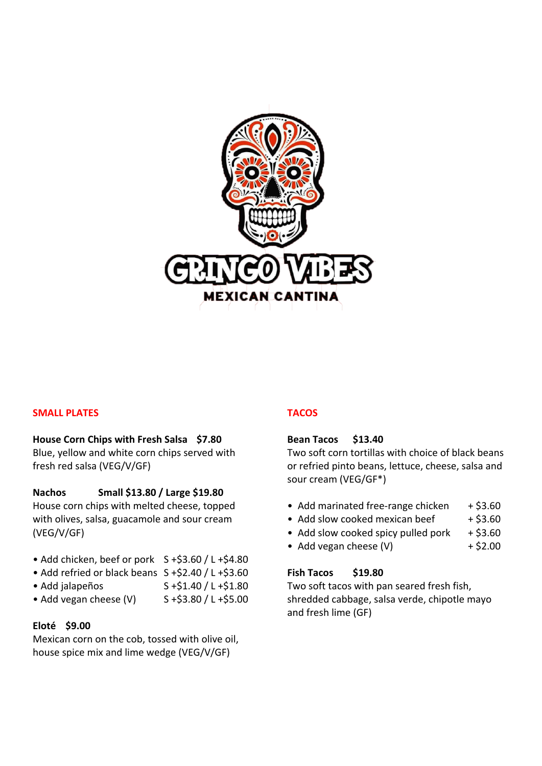# GRINGO VIBES

MEXICAN CANTINA

## SMALL PLATES

**House Corn Chips with Fresh Salsa   $7.80**
Blue, yellow and white corn chips served with fresh red salsa (VEG/V/GF)

**Nachos   Small $13.80 / Large $19.80**
House corn chips with melted cheese, topped with olives, salsa, guacamole and sour cream (VEG/V/GF)

- Add chicken, beef or pork   S +$3.60 / L +$4.80
- Add refried or black beans   S +$2.40 / L +$3.60
- Add jalapeños   S +$1.40 / L +$1.80
- Add vegan cheese (V)   S +$3.80 / L +$5.00

**Eloté   $9.00**
Mexican corn on the cob, tossed with olive oil, house spice mix and lime wedge (VEG/V/GF)

## TACOS

**Bean Tacos   $13.40**
Two soft corn tortillas with choice of black beans or refried pinto beans, lettuce, cheese, salsa and sour cream (VEG/GF*)

- Add marinated free-range chicken   + $3.60
- Add slow cooked mexican beef   + $3.60
- Add slow cooked spicy pulled pork   + $3.60
- Add vegan cheese (V)   + $2.00

**Fish Tacos   $19.80**
Two soft tacos with pan seared fresh fish, shredded cabbage, salsa verde, chipotle mayo and fresh lime (GF)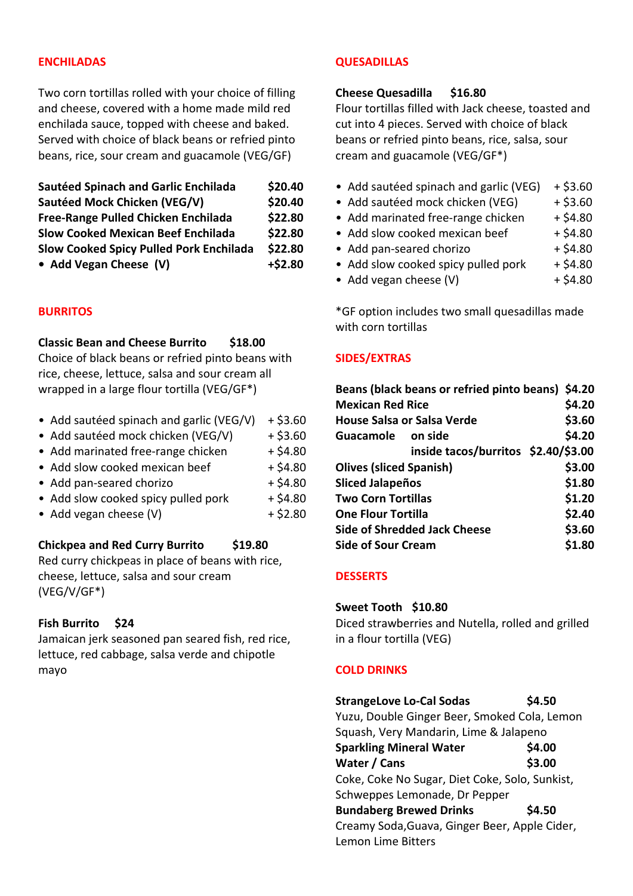## ENCHILADAS

Two corn tortillas rolled with your choice of filling and cheese, covered with a home made mild red enchilada sauce, topped with cheese and baked. Served with choice of black beans or refried pinto beans, rice, sour cream and guacamole (VEG/GF)

| | |
|---|---|
| **Sautéed Spinach and Garlic Enchilada** | **$20.40** |
| **Sautéed Mock Chicken (VEG/V)** | **$20.40** |
| **Free-Range Pulled Chicken Enchilada** | **$22.80** |
| **Slow Cooked Mexican Beef Enchilada** | **$22.80** |
| **Slow Cooked Spicy Pulled Pork Enchilada** | **$22.80** |
| • **Add Vegan Cheese (V)** | **+$2.80** |

## BURRITOS

**Classic Bean and Cheese Burrito $18.00**
Choice of black beans or refried pinto beans with rice, cheese, lettuce, salsa and sour cream all wrapped in a large flour tortilla (VEG/GF*)

| | |
|---|---|
| • Add sautéed spinach and garlic (VEG/V) | + $3.60 |
| • Add sautéed mock chicken (VEG/V) | + $3.60 |
| • Add marinated free-range chicken | + $4.80 |
| • Add slow cooked mexican beef | + $4.80 |
| • Add pan-seared chorizo | + $4.80 |
| • Add slow cooked spicy pulled pork | + $4.80 |
| • Add vegan cheese (V) | + $2.80 |

**Chickpea and Red Curry Burrito $19.80**
Red curry chickpeas in place of beans with rice, cheese, lettuce, salsa and sour cream (VEG/V/GF*)

**Fish Burrito $24**
Jamaican jerk seasoned pan seared fish, red rice, lettuce, red cabbage, salsa verde and chipotle mayo

## QUESADILLAS

**Cheese Quesadilla $16.80**
Flour tortillas filled with Jack cheese, toasted and cut into 4 pieces. Served with choice of black beans or refried pinto beans, rice, salsa, sour cream and guacamole (VEG/GF*)

| | |
|---|---|
| • Add sautéed spinach and garlic (VEG) | + $3.60 |
| • Add sautéed mock chicken (VEG) | + $3.60 |
| • Add marinated free-range chicken | + $4.80 |
| • Add slow cooked mexican beef | + $4.80 |
| • Add pan-seared chorizo | + $4.80 |
| • Add slow cooked spicy pulled pork | + $4.80 |
| • Add vegan cheese (V) | + $4.80 |

*GF option includes two small quesadillas made with corn tortillas

## SIDES/EXTRAS

| | | |
|---|---|---|
| **Beans (black beans or refried pinto beans)** | | **$4.20** |
| **Mexican Red Rice** | | **$4.20** |
| **House Salsa or Salsa Verde** | | **$3.60** |
| **Guacamole** | **on side** | **$4.20** |
| | **inside tacos/burritos** | **$2.40/$3.00** |
| **Olives (sliced Spanish)** | | **$3.00** |
| **Sliced Jalapeños** | | **$1.80** |
| **Two Corn Tortillas** | | **$1.20** |
| **One Flour Tortilla** | | **$2.40** |
| **Side of Shredded Jack Cheese** | | **$3.60** |
| **Side of Sour Cream** | | **$1.80** |

## DESSERTS

**Sweet Tooth $10.80**
Diced strawberries and Nutella, rolled and grilled in a flour tortilla (VEG)

## COLD DRINKS

**StrangeLove Lo-Cal Sodas $4.50**
Yuzu, Double Ginger Beer, Smoked Cola, Lemon Squash, Very Mandarin, Lime & Jalapeno

**Sparkling Mineral Water $4.00**

**Water / Cans $3.00**
Coke, Coke No Sugar, Diet Coke, Solo, Sunkist, Schweppes Lemonade, Dr Pepper

**Bundaberg Brewed Drinks $4.50**
Creamy Soda,Guava, Ginger Beer, Apple Cider, Lemon Lime Bitters